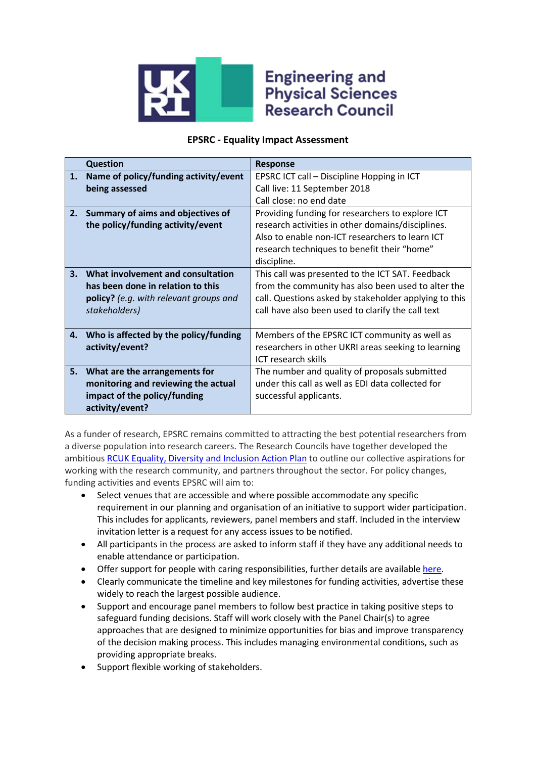Engineering and Physical Sciences Research Council

## EPSRC - Equality Impact Assessment

| | Question | Response |
|---|---|---|
| 1. | **Name of policy/funding activity/event being assessed** | EPSRC ICT call – Discipline Hopping in ICT<br>Call live: 11 September 2018<br>Call close: no end date |
| 2. | **Summary of aims and objectives of the policy/funding activity/event** | Providing funding for researchers to explore ICT research activities in other domains/disciplines. Also to enable non-ICT researchers to learn ICT research techniques to benefit their "home" discipline. |
| 3. | **What involvement and consultation has been done in relation to this policy?** *(e.g. with relevant groups and stakeholders)* | This call was presented to the ICT SAT. Feedback from the community has also been used to alter the call. Questions asked by stakeholder applying to this call have also been used to clarify the call text |
| 4. | **Who is affected by the policy/funding activity/event?** | Members of the EPSRC ICT community as well as researchers in other UKRI areas seeking to learning ICT research skills |
| 5. | **What are the arrangements for monitoring and reviewing the actual impact of the policy/funding activity/event?** | The number and quality of proposals submitted under this call as well as EDI data collected for successful applicants. |

As a funder of research, EPSRC remains committed to attracting the best potential researchers from a diverse population into research careers. The Research Councils have together developed the ambitious RCUK Equality, Diversity and Inclusion Action Plan to outline our collective aspirations for working with the research community, and partners throughout the sector. For policy changes, funding activities and events EPSRC will aim to:

- Select venues that are accessible and where possible accommodate any specific requirement in our planning and organisation of an initiative to support wider participation. This includes for applicants, reviewers, panel members and staff. Included in the interview invitation letter is a request for any access issues to be notified.
- All participants in the process are asked to inform staff if they have any additional needs to enable attendance or participation.
- Offer support for people with caring responsibilities, further details are available here.
- Clearly communicate the timeline and key milestones for funding activities, advertise these widely to reach the largest possible audience.
- Support and encourage panel members to follow best practice in taking positive steps to safeguard funding decisions. Staff will work closely with the Panel Chair(s) to agree approaches that are designed to minimize opportunities for bias and improve transparency of the decision making process. This includes managing environmental conditions, such as providing appropriate breaks.
- Support flexible working of stakeholders.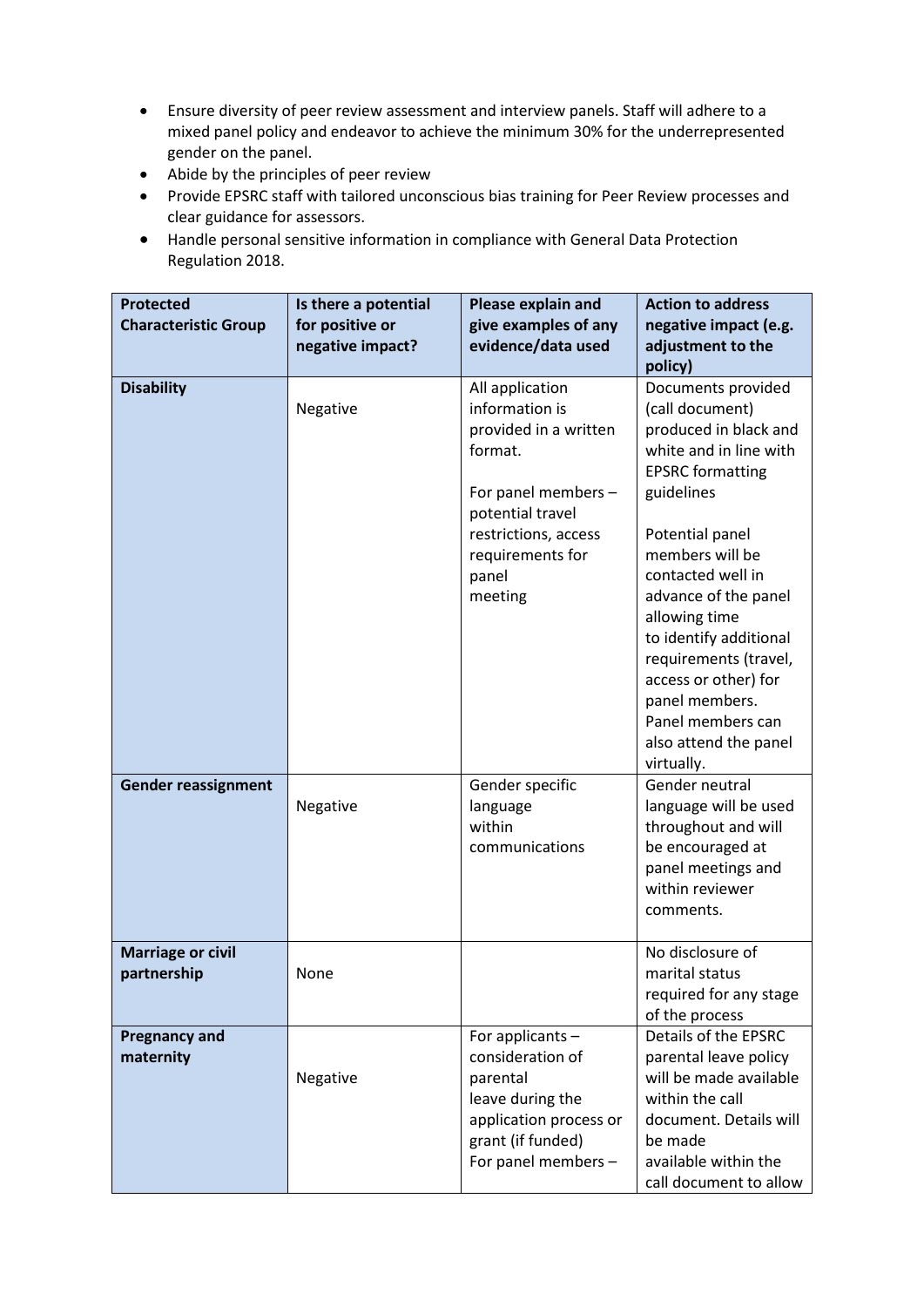- Ensure diversity of peer review assessment and interview panels. Staff will adhere to a mixed panel policy and endeavor to achieve the minimum 30% for the underrepresented gender on the panel.
- Abide by the principles of peer review
- Provide EPSRC staff with tailored unconscious bias training for Peer Review processes and clear guidance for assessors.
- Handle personal sensitive information in compliance with General Data Protection Regulation 2018.

| Protected Characteristic Group | Is there a potential for positive or negative impact? | Please explain and give examples of any evidence/data used | Action to address negative impact (e.g. adjustment to the policy) |
|---|---|---|---|
| **Disability** | Negative | All application information is provided in a written format.<br><br>For panel members – potential travel restrictions, access requirements for panel meeting | Documents provided (call document) produced in black and white and in line with EPSRC formatting guidelines<br><br>Potential panel members will be contacted well in advance of the panel allowing time to identify additional requirements (travel, access or other) for panel members. Panel members can also attend the panel virtually. |
| **Gender reassignment** | Negative | Gender specific language within communications | Gender neutral language will be used throughout and will be encouraged at panel meetings and within reviewer comments. |
| **Marriage or civil partnership** | None | | No disclosure of marital status required for any stage of the process |
| **Pregnancy and maternity** | Negative | For applicants – consideration of parental leave during the application process or grant (if funded)<br>For panel members – | Details of the EPSRC parental leave policy will be made available within the call document. Details will be made available within the call document to allow |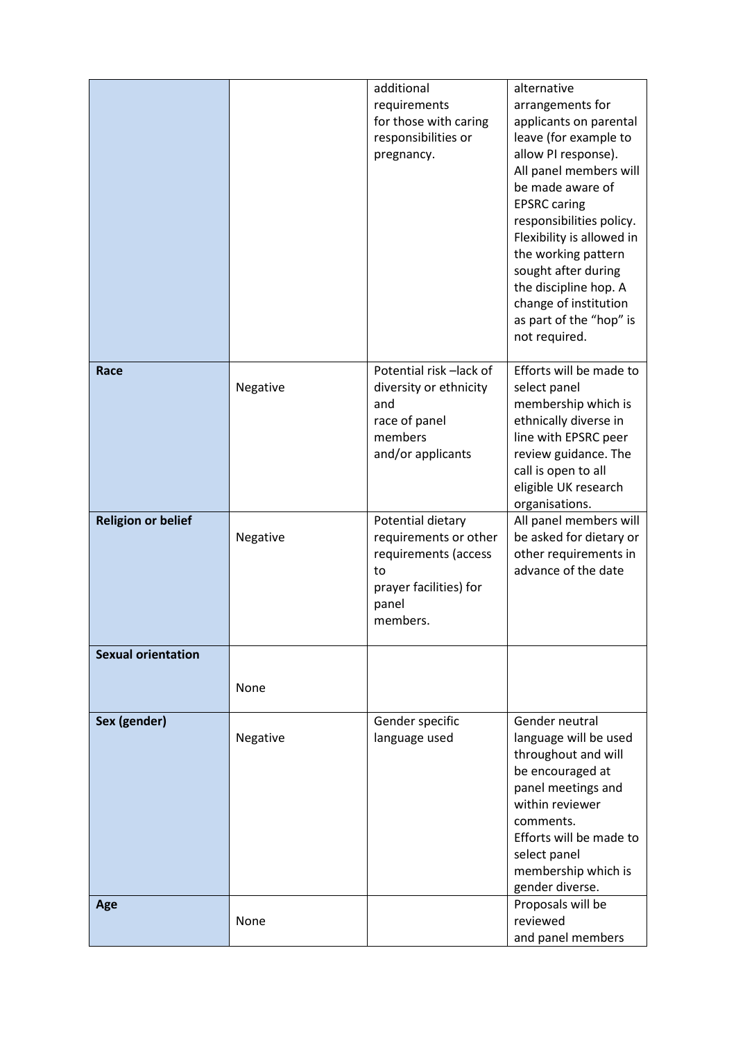| | | | |
|---|---|---|---|
| | | additional requirements for those with caring responsibilities or pregnancy. | alternative arrangements for applicants on parental leave (for example to allow PI response). All panel members will be made aware of EPSRC caring responsibilities policy. Flexibility is allowed in the working pattern sought after during the discipline hop. A change of institution as part of the "hop" is not required. |
| **Race** | Negative | Potential risk –lack of diversity or ethnicity and race of panel members and/or applicants | Efforts will be made to select panel membership which is ethnically diverse in line with EPSRC peer review guidance. The call is open to all eligible UK research organisations. |
| **Religion or belief** | Negative | Potential dietary requirements or other requirements (access to prayer facilities) for panel members. | All panel members will be asked for dietary or other requirements in advance of the date |
| **Sexual orientation** | None | | |
| **Sex (gender)** | Negative | Gender specific language used | Gender neutral language will be used throughout and will be encouraged at panel meetings and within reviewer comments. Efforts will be made to select panel membership which is gender diverse. |
| **Age** | None | | Proposals will be reviewed and panel members |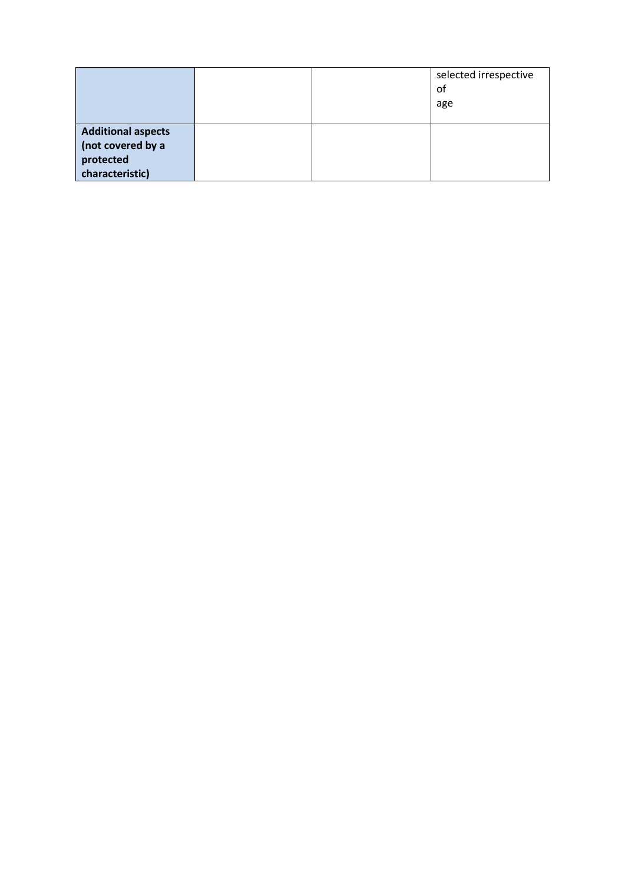| | | | |
|---|---|---|---|
| | | | selected irrespective of age |
| **Additional aspects (not covered by a protected characteristic)** | | | |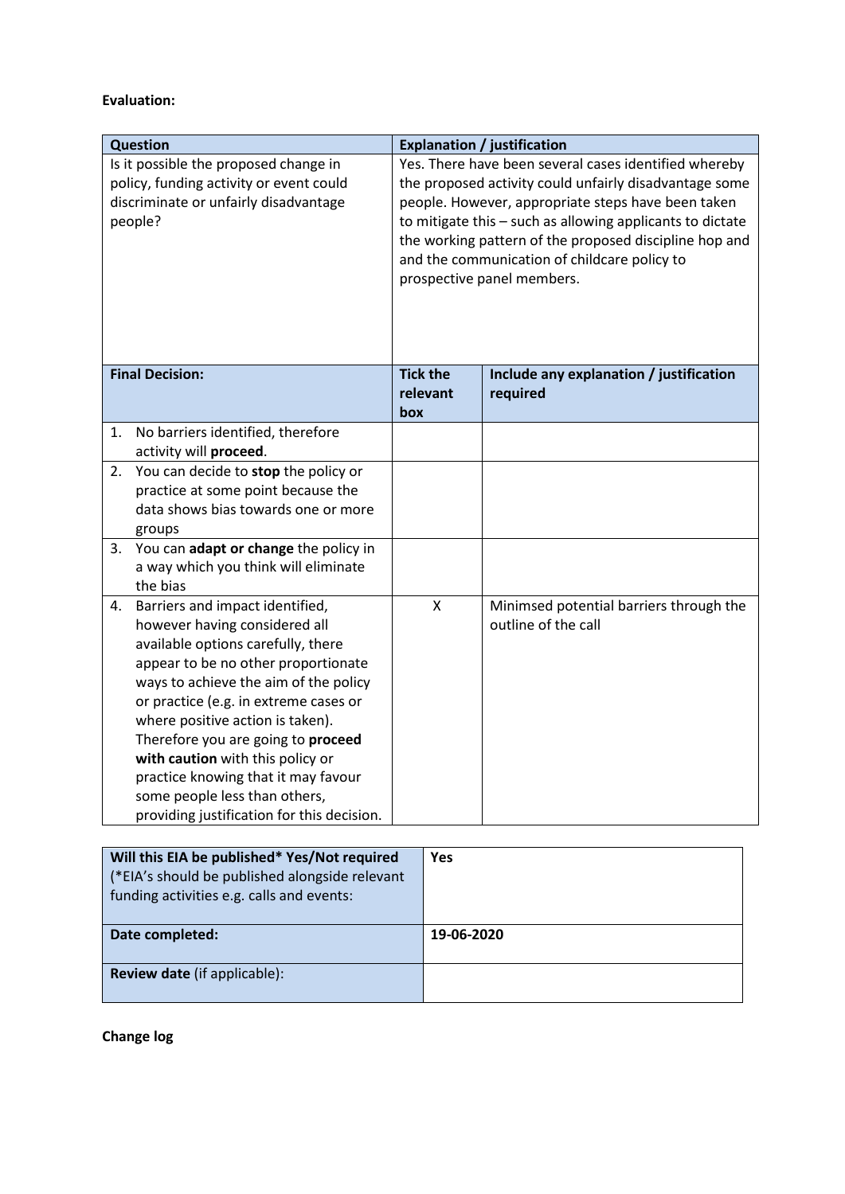**Evaluation:**

| Question | Explanation / justification | |
|---|---|---|
| Is it possible the proposed change in policy, funding activity or event could discriminate or unfairly disadvantage people? | Yes. There have been several cases identified whereby the proposed activity could unfairly disadvantage some people. However, appropriate steps have been taken to mitigate this – such as allowing applicants to dictate the working pattern of the proposed discipline hop and and the communication of childcare policy to prospective panel members. | |
| **Final Decision:** | **Tick the relevant box** | **Include any explanation / justification required** |
| 1. No barriers identified, therefore activity will **proceed**. | | |
| 2. You can decide to **stop** the policy or practice at some point because the data shows bias towards one or more groups | | |
| 3. You can **adapt or change** the policy in a way which you think will eliminate the bias | | |
| 4. Barriers and impact identified, however having considered all available options carefully, there appear to be no other proportionate ways to achieve the aim of the policy or practice (e.g. in extreme cases or where positive action is taken). Therefore you are going to **proceed with caution** with this policy or practice knowing that it may favour some people less than others, providing justification for this decision. | X | Minimsed potential barriers through the outline of the call |

| **Will this EIA be published\* Yes/Not required** (\*EIA's should be published alongside relevant funding activities e.g. calls and events: | **Yes** |
|---|---|
| **Date completed:** | **19-06-2020** |
| **Review date** (if applicable): | |

**Change log**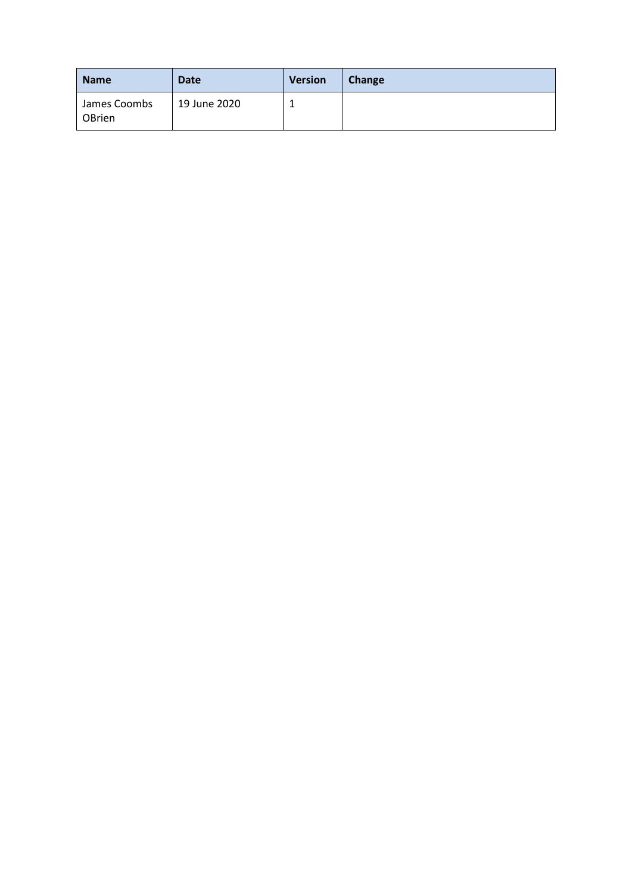| Name | Date | Version | Change |
|---|---|---|---|
| James Coombs OBrien | 19 June 2020 | 1 | |